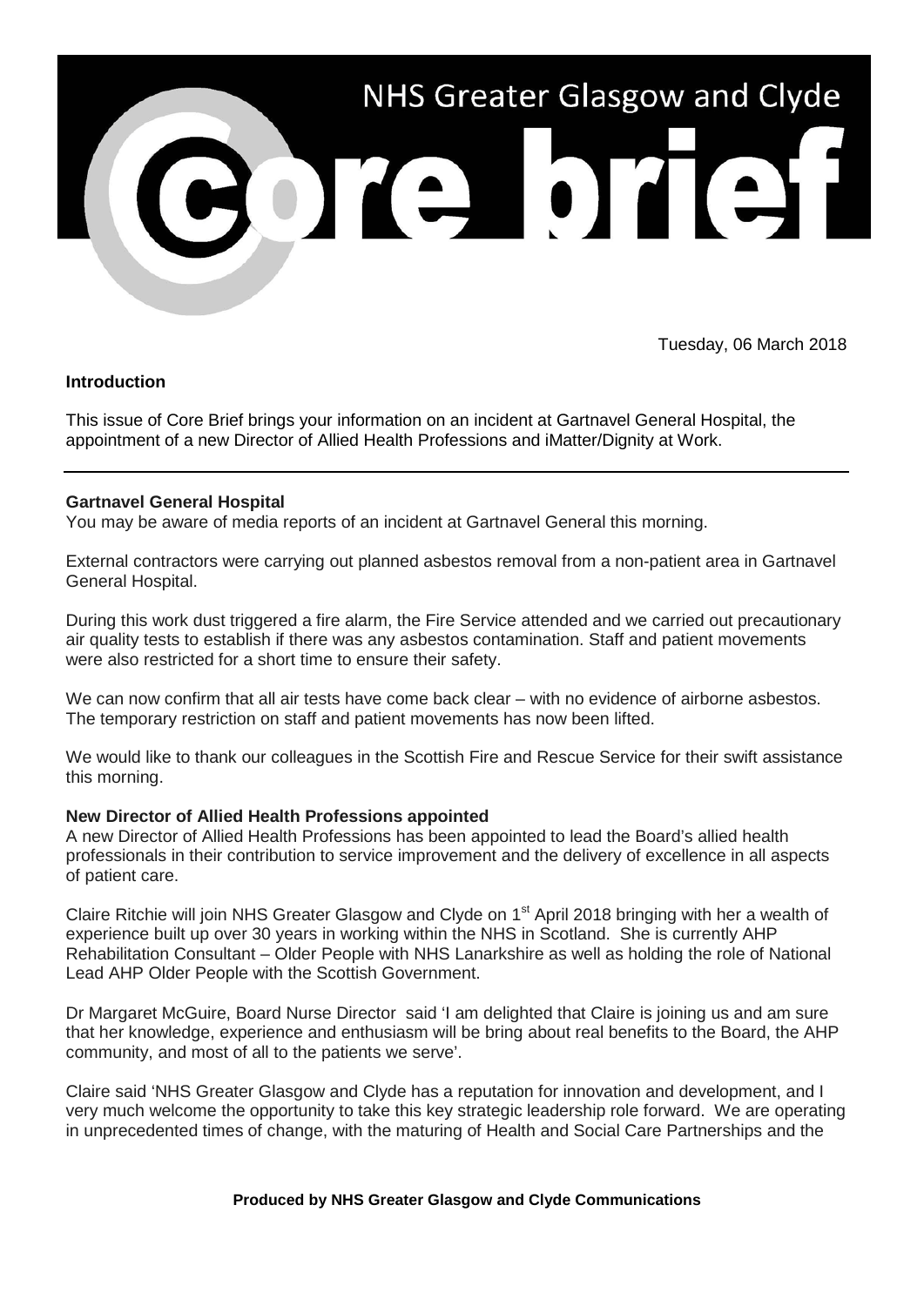# NHS Greater Glasgow and Clyde

# Core brief

Tuesday, 06 March 2018

**Introduction**

This issue of Core Brief brings your information on an incident at Gartnavel General Hospital, the appointment of a new Director of Allied Health Professions and iMatter/Dignity at Work.

---

**Gartnavel General Hospital**

You may be aware of media reports of an incident at Gartnavel General this morning.

External contractors were carrying out planned asbestos removal from a non-patient area in Gartnavel General Hospital.

During this work dust triggered a fire alarm, the Fire Service attended and we carried out precautionary air quality tests to establish if there was any asbestos contamination. Staff and patient movements were also restricted for a short time to ensure their safety.

We can now confirm that all air tests have come back clear – with no evidence of airborne asbestos. The temporary restriction on staff and patient movements has now been lifted.

We would like to thank our colleagues in the Scottish Fire and Rescue Service for their swift assistance this morning.

**New Director of Allied Health Professions appointed**

A new Director of Allied Health Professions has been appointed to lead the Board's allied health professionals in their contribution to service improvement and the delivery of excellence in all aspects of patient care.

Claire Ritchie will join NHS Greater Glasgow and Clyde on 1st April 2018 bringing with her a wealth of experience built up over 30 years in working within the NHS in Scotland. She is currently AHP Rehabilitation Consultant – Older People with NHS Lanarkshire as well as holding the role of National Lead AHP Older People with the Scottish Government.

Dr Margaret McGuire, Board Nurse Director said 'I am delighted that Claire is joining us and am sure that her knowledge, experience and enthusiasm will be bring about real benefits to the Board, the AHP community, and most of all to the patients we serve'.

Claire said 'NHS Greater Glasgow and Clyde has a reputation for innovation and development, and I very much welcome the opportunity to take this key strategic leadership role forward. We are operating in unprecedented times of change, with the maturing of Health and Social Care Partnerships and the

**Produced by NHS Greater Glasgow and Clyde Communications**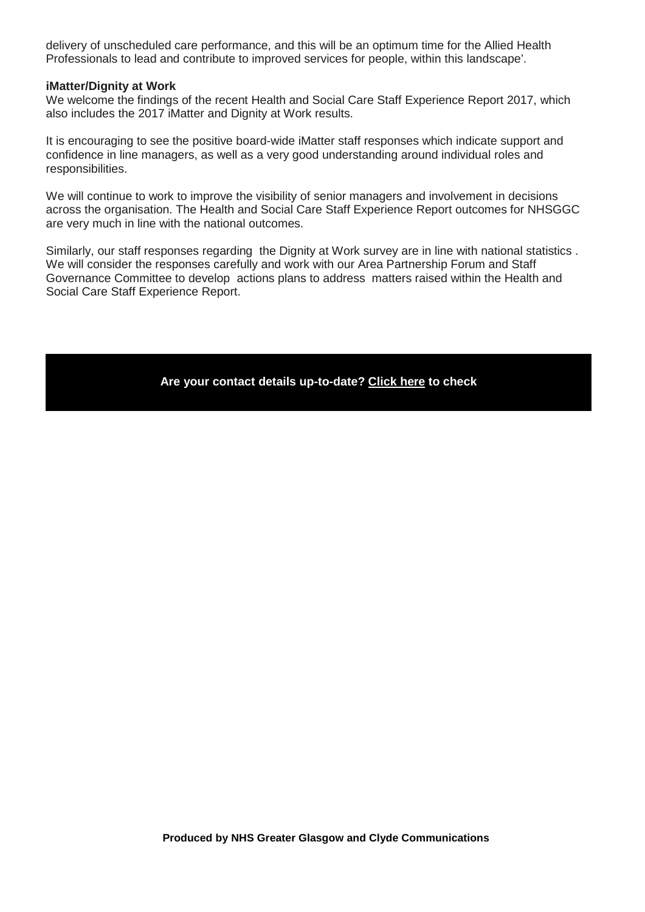delivery of unscheduled care performance, and this will be an optimum time for the Allied Health Professionals to lead and contribute to improved services for people, within this landscape'.

**iMatter/Dignity at Work**

We welcome the findings of the recent Health and Social Care Staff Experience Report 2017, which also includes the 2017 iMatter and Dignity at Work results.

It is encouraging to see the positive board-wide iMatter staff responses which indicate support and confidence in line managers, as well as a very good understanding around individual roles and responsibilities.

We will continue to work to improve the visibility of senior managers and involvement in decisions across the organisation. The Health and Social Care Staff Experience Report outcomes for NHSGGC are very much in line with the national outcomes.

Similarly, our staff responses regarding the Dignity at Work survey are in line with national statistics . We will consider the responses carefully and work with our Area Partnership Forum and Staff Governance Committee to develop actions plans to address matters raised within the Health and Social Care Staff Experience Report.

**Are your contact details up-to-date? Click here to check**

**Produced by NHS Greater Glasgow and Clyde Communications**